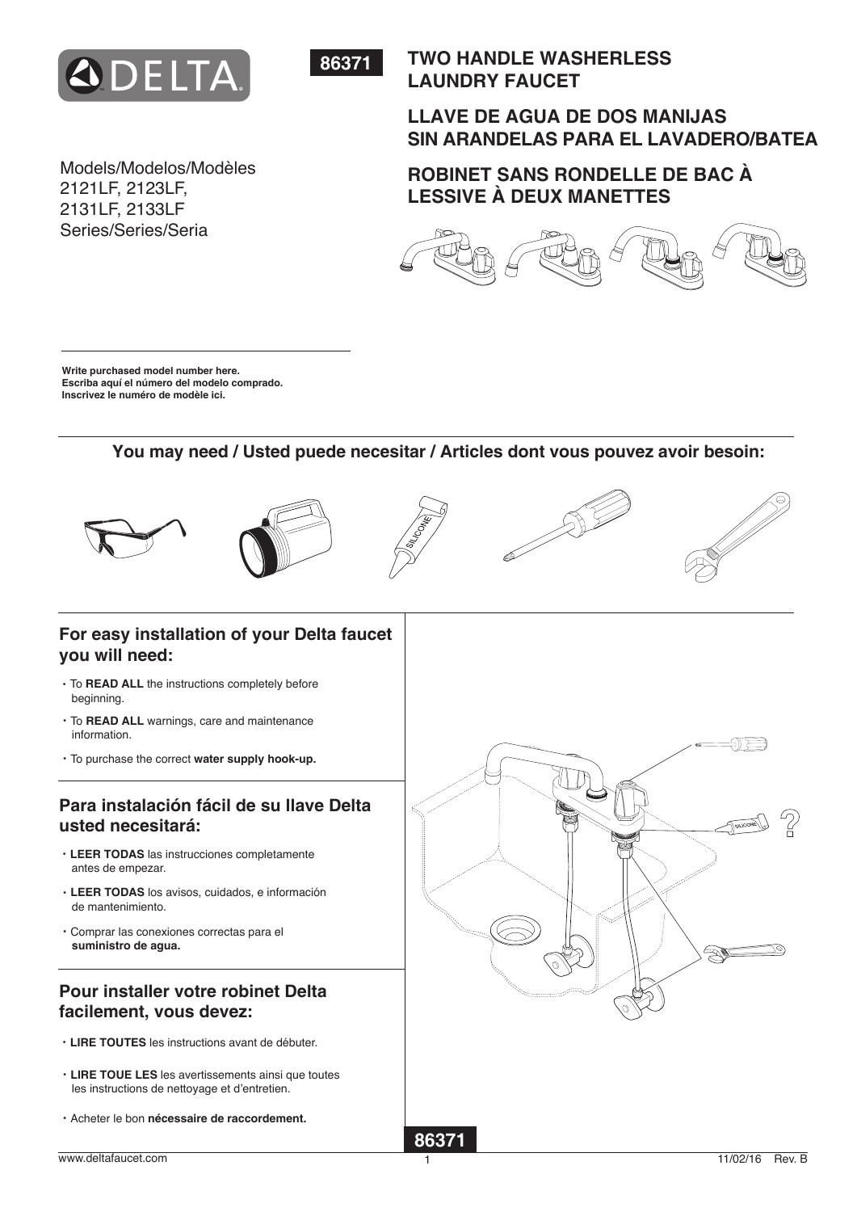DELTA

**86371**

# TWO HANDLE WASHERLESS LAUNDRY FAUCET

# LLAVE DE AGUA DE DOS MANIJAS SIN ARANDELAS PARA EL LAVADERO/BATEA

# ROBINET SANS RONDELLE DE BAC À LESSIVE À DEUX MANETTES

Models/Modelos/Modèles
2121LF, 2123LF,
2131LF, 2133LF
Series/Series/Seria

**Write purchased model number here.**
**Escriba aquí el número del modelo comprado.**
**Inscrivez le numéro de modèle ici.**

## You may need / Usted puede necesitar / Articles dont vous pouvez avoir besoin:

## For easy installation of your Delta faucet you will need:

- To **READ ALL** the instructions completely before beginning.
- To **READ ALL** warnings, care and maintenance information.
- To purchase the correct **water supply hook-up.**

## Para instalación fácil de su llave Delta usted necesitará:

- **LEER TODAS** las instrucciones completamente antes de empezar.
- **LEER TODAS** los avisos, cuidados, e información de mantenimiento.
- Comprar las conexiones correctas para el **suministro de agua.**

## Pour installer votre robinet Delta facilement, vous devez:

- **LIRE TOUTES** les instructions avant de débuter.
- **LIRE TOUE LES** les avertissements ainsi que toutes les instructions de nettoyage et d'entretien.
- Acheter le bon **nécessaire de raccordement.**

**86371**

www.deltafaucet.com

11/02/16 Rev. B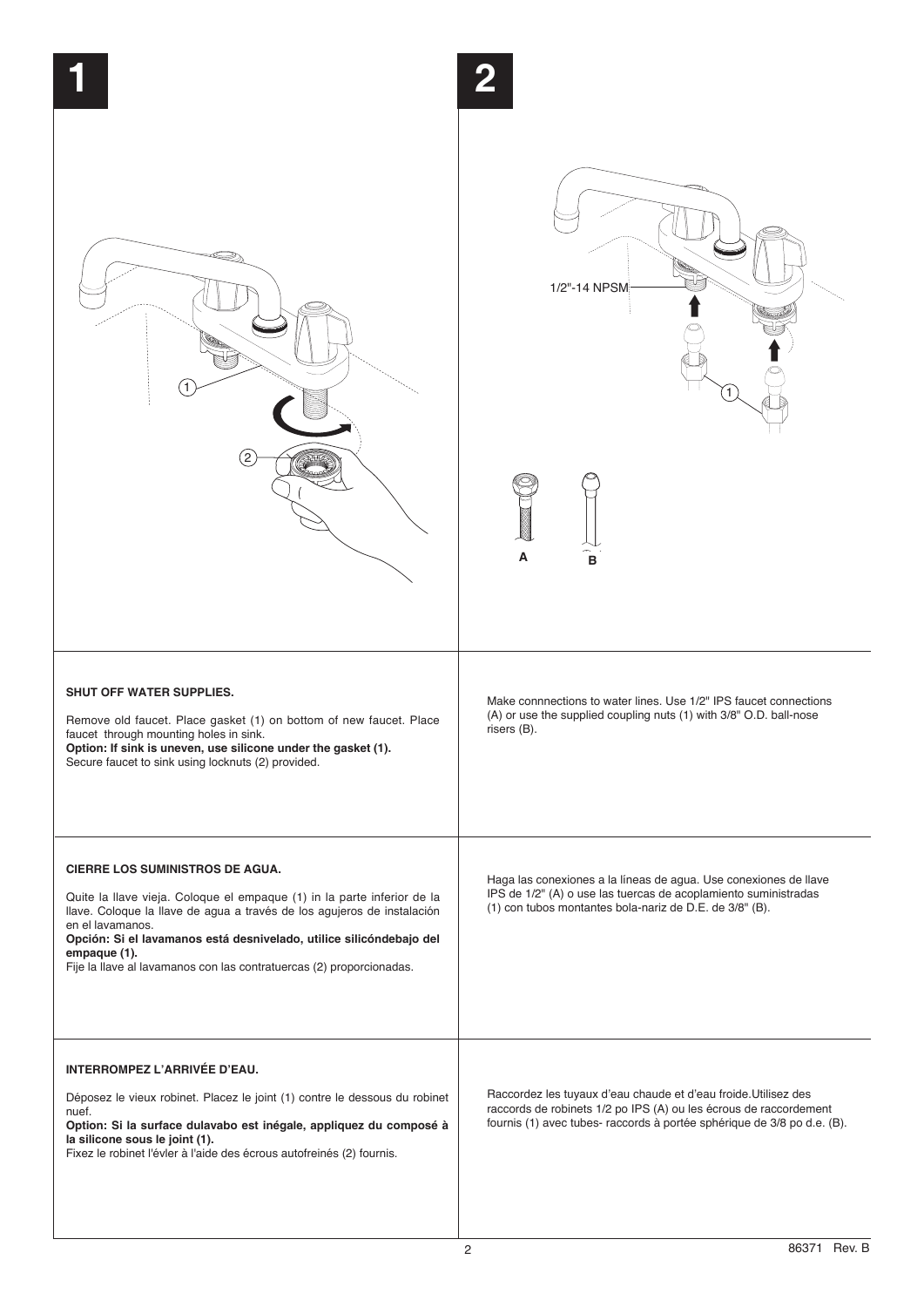# 1

**SHUT OFF WATER SUPPLIES.**

Remove old faucet. Place gasket (1) on bottom of new faucet. Place faucet through mounting holes in sink.
**Option: If sink is uneven, use silicone under the gasket (1).**
Secure faucet to sink using locknuts (2) provided.

**CIERRE LOS SUMINISTROS DE AGUA.**

Quite la llave vieja. Coloque el empaque (1) in la parte inferior de la llave. Coloque la llave de agua a través de los agujeros de instalación en el lavamanos.
**Opción: Si el lavamanos está desnivelado, utilice silicóndebajo del empaque (1).**
Fije la llave al lavamanos con las contratuercas (2) proporcionadas.

**INTERROMPEZ L'ARRIVÉE D'EAU.**

Déposez le vieux robinet. Placez le joint (1) contre le dessous du robinet nuef.
**Option: Si la surface dulavabo est inégale, appliquez du composé à la silicone sous le joint (1).**
Fixez le robinet l'évler à l'aide des écrous autofreinés (2) fournis.

# 2

1/2"-14 NPSM

A B

Make connnections to water lines. Use 1/2" IPS faucet connections (A) or use the supplied coupling nuts (1) with 3/8" O.D. ball-nose risers (B).

Haga las conexiones a la líneas de agua. Use conexiones de llave IPS de 1/2" (A) o use las tuercas de acoplamiento suministradas (1) con tubos montantes bola-nariz de D.E. de 3/8" (B).

Raccordez les tuyaux d'eau chaude et d'eau froide.Utilisez des raccords de robinets 1/2 po IPS (A) ou les écrous de raccordement fournis (1) avec tubes- raccords à portée sphérique de 3/8 po d.e. (B).

86371 Rev. B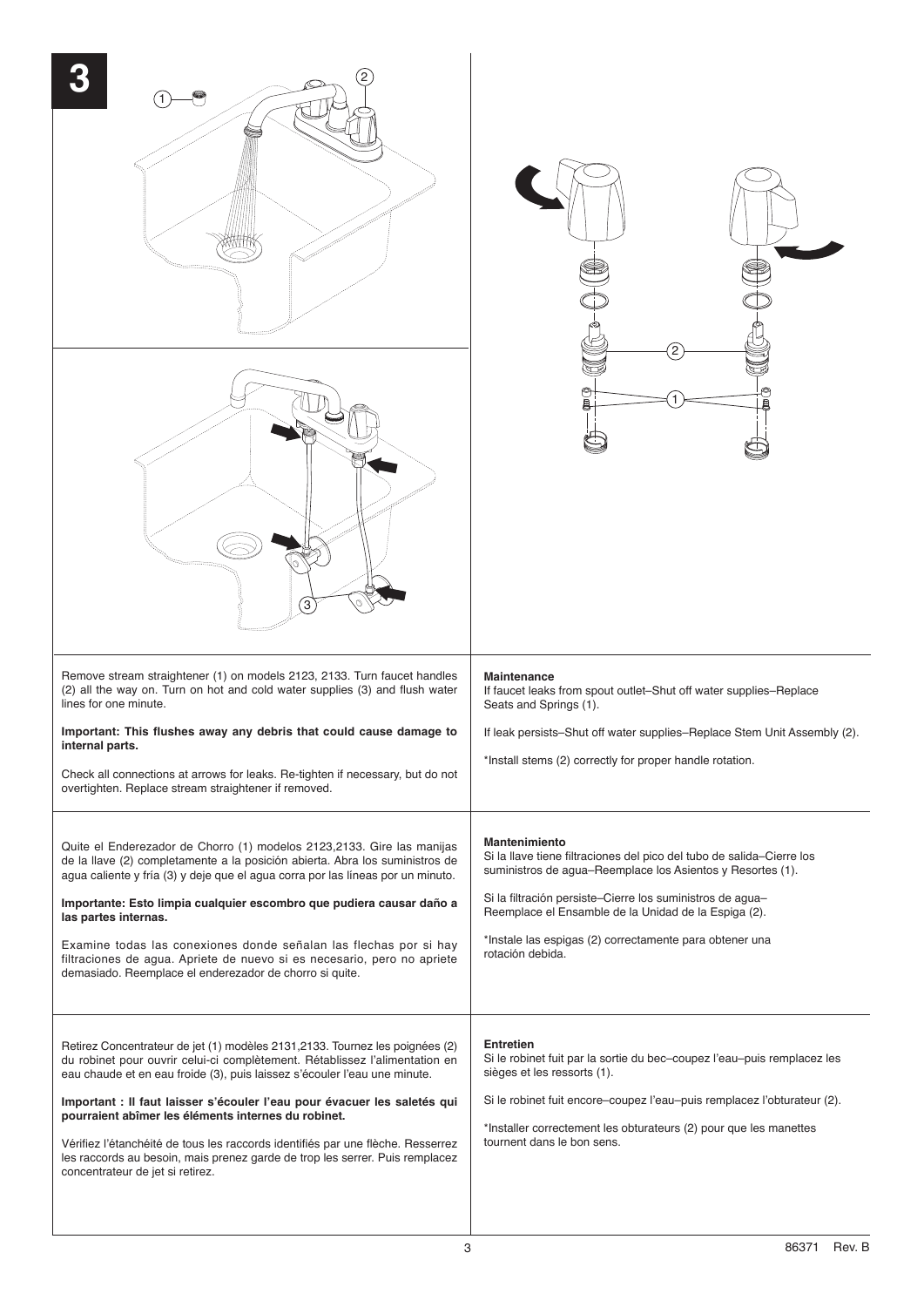**3**

Remove stream straightener (1) on models 2123, 2133. Turn faucet handles (2) all the way on. Turn on hot and cold water supplies (3) and flush water lines for one minute.

**Important: This flushes away any debris that could cause damage to internal parts.**

Check all connections at arrows for leaks. Re-tighten if necessary, but do not overtighten. Replace stream straightener if removed.

**Maintenance**
If faucet leaks from spout outlet–Shut off water supplies–Replace Seats and Springs (1).

If leak persists–Shut off water supplies–Replace Stem Unit Assembly (2).

*Install stems (2) correctly for proper handle rotation.

Quite el Enderezador de Chorro (1) modelos 2123,2133. Gire las manijas de la llave (2) completamente a la posición abierta. Abra los suministros de agua caliente y fría (3) y deje que el agua corra por las líneas por un minuto.

**Importante: Esto limpia cualquier escombro que pudiera causar daño a las partes internas.**

Examine todas las conexiones donde señalan las flechas por si hay filtraciones de agua. Apriete de nuevo si es necesario, pero no apriete demasiado. Reemplace el enderezador de chorro si quite.

**Mantenimiento**
Si la llave tiene filtraciones del pico del tubo de salida–Cierre los suministros de agua–Reemplace los Asientos y Resortes (1).

Si la filtración persiste–Cierre los suministros de agua–Reemplace el Ensamble de la Unidad de la Espiga (2).

*Instale las espigas (2) correctamente para obtener una rotación debida.

Retirez Concentrateur de jet (1) modèles 2131,2133. Tournez les poignées (2) du robinet pour ouvrir celui-ci complètement. Rétablissez l'alimentation en eau chaude et en eau froide (3), puis laissez s'écouler l'eau une minute.

**Important : Il faut laisser s'écouler l'eau pour évacuer les saletés qui pourraient abîmer les éléments internes du robinet.**

Vérifiez l'étanchéité de tous les raccords identifiés par une flèche. Resserrez les raccords au besoin, mais prenez garde de trop les serrer. Puis remplacez concentrateur de jet si retirez.

**Entretien**
Si le robinet fuit par la sortie du bec–coupez l'eau–puis remplacez les sièges et les ressorts (1).

Si le robinet fuit encore–coupez l'eau–puis remplacez l'obturateur (2).

*Installer correctement les obturateurs (2) pour que les manettes tournent dans le bon sens.

86371 Rev. B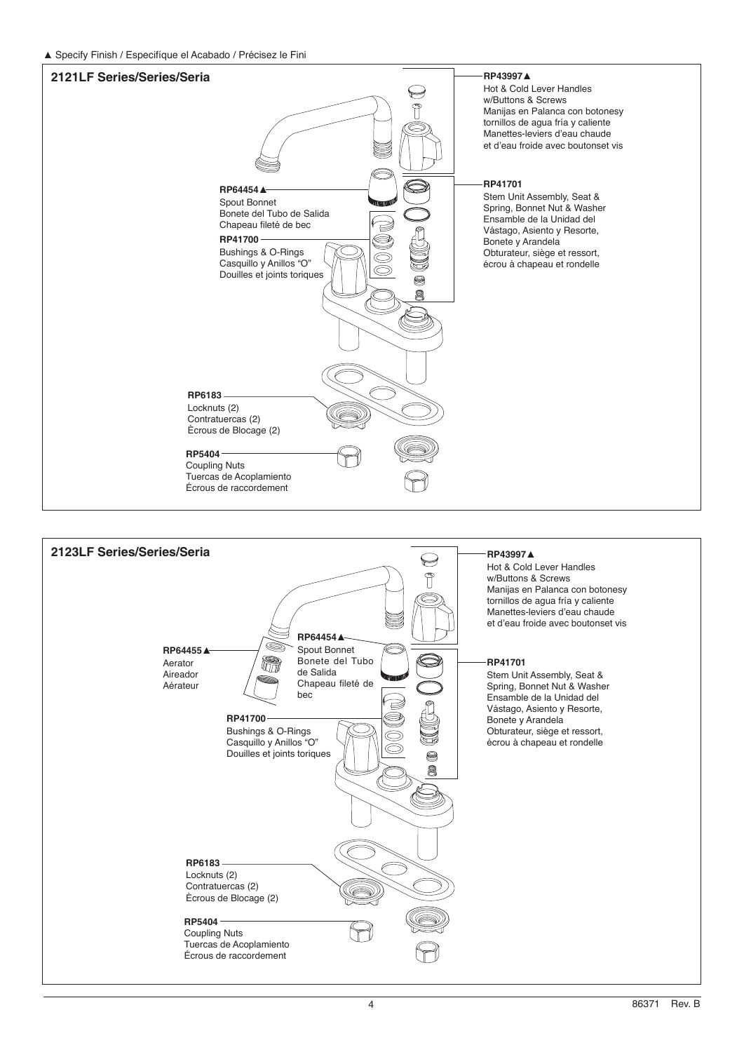▲ Specify Finish / Especifíque el Acabado / Précisez le Fini

## 2121LF Series/Series/Seria

**RP43997▲**
Hot & Cold Lever Handles w/Buttons & Screws
Manijas en Palanca con botonesy tornillos de agua fría y caliente
Manettes-leviers d'eau chaude et d'eau froide avec boutonset vis

**RP64454▲**
Spout Bonnet
Bonete del Tubo de Salida
Chapeau fileté de bec

**RP41701**
Stem Unit Assembly, Seat & Spring, Bonnet Nut & Washer
Ensamble de la Unidad del Vástago, Asiento y Resorte, Bonete y Arandela
Obturateur, siège et ressort, écrou à chapeau et rondelle

**RP41700**
Bushings & O-Rings
Casquillo y Anillos "O"
Douilles et joints toriques

**RP6183**
Locknuts (2)
Contratuercas (2)
Ècrous de Blocage (2)

**RP5404**
Coupling Nuts
Tuercas de Acoplamiento
Écrous de raccordement

## 2123LF Series/Series/Seria

**RP43997▲**
Hot & Cold Lever Handles w/Buttons & Screws
Manijas en Palanca con botonesy tornillos de agua fría y caliente
Manettes-leviers d'eau chaude et d'eau froide avec boutonset vis

**RP64454▲**
Spout Bonnet
Bonete del Tubo de Salida
Chapeau fileté de bec

**RP64455▲**
Aerator
Aireador
Aérateur

**RP41701**
Stem Unit Assembly, Seat & Spring, Bonnet Nut & Washer
Ensamble de la Unidad del Vástago, Asiento y Resorte, Bonete y Arandela
Obturateur, siège et ressort, écrou à chapeau et rondelle

**RP41700**
Bushings & O-Rings
Casquillo y Anillos "O"
Douilles et joints toriques

**RP6183**
Locknuts (2)
Contratuercas (2)
Ècrous de Blocage (2)

**RP5404**
Coupling Nuts
Tuercas de Acoplamiento
Écrous de raccordement

86371 Rev. B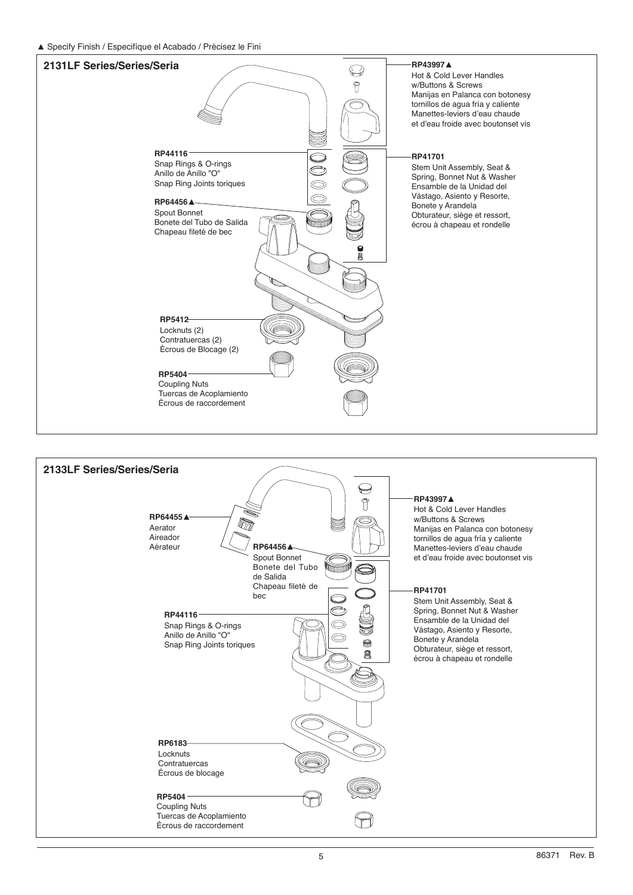▲ Specify Finish / Especifíque el Acabado / Précisez le Fini

## 2131LF Series/Series/Seria

**RP43997▲**
Hot & Cold Lever Handles w/Buttons & Screws
Manijas en Palanca con botonesy tornillos de agua fría y caliente
Manettes-leviers d'eau chaude et d'eau froide avec boutonset vis

**RP44116**
Snap Rings & O-rings
Anillo de Anillo "O"
Snap Ring Joints toriques

**RP41701**
Stem Unit Assembly, Seat & Spring, Bonnet Nut & Washer
Ensamble de la Unidad del Vástago, Asiento y Resorte, Bonete y Arandela
Obturateur, siège et ressort, écrou à chapeau et rondelle

**RP64456▲**
Spout Bonnet
Bonete del Tubo de Salida
Chapeau fileté de bec

**RP5412**
Locknuts (2)
Contratuercas (2)
Ècrous de Blocage (2)

**RP5404**
Coupling Nuts
Tuercas de Acoplamiento
Écrous de raccordement

## 2133LF Series/Series/Seria

**RP43997▲**
Hot & Cold Lever Handles w/Buttons & Screws
Manijas en Palanca con botonesy tornillos de agua fría y caliente
Manettes-leviers d'eau chaude et d'eau froide avec boutonset vis

**RP64455▲**
Aerator
Aireador
Aérateur

**RP64456▲**
Spout Bonnet
Bonete del Tubo de Salida
Chapeau fileté de bec

**RP41701**
Stem Unit Assembly, Seat & Spring, Bonnet Nut & Washer
Ensamble de la Unidad del Vástago, Asiento y Resorte, Bonete y Arandela
Obturateur, siège et ressort, écrou à chapeau et rondelle

**RP44116**
Snap Rings & O-rings
Anillo de Anillo "O"
Snap Ring Joints toriques

**RP6183**
Locknuts
Contratuercas
Écrous de blocage

**RP5404**
Coupling Nuts
Tuercas de Acoplamiento
Écrous de raccordement

86371 Rev. B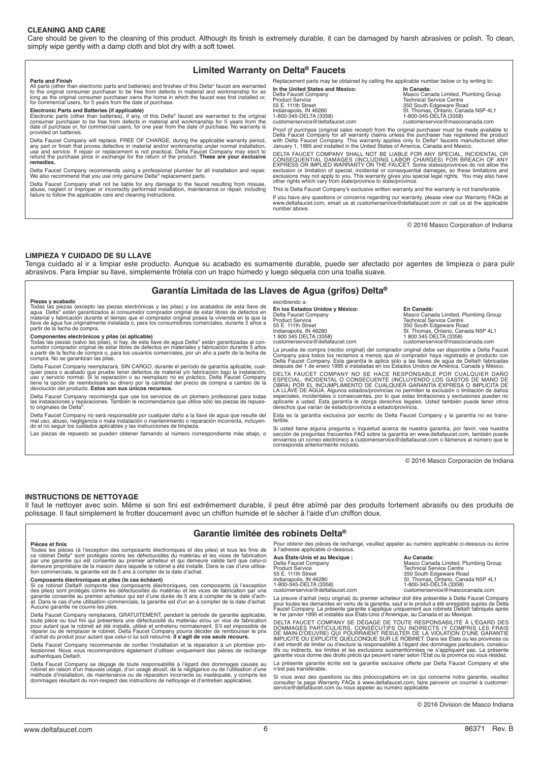## CLEANING AND CARE

Care should be given to the cleaning of this product. Although its finish is extremely durable, it can be damaged by harsh abrasives or polish. To clean, simply wipe gently with a damp cloth and blot dry with a soft towel.

## Limited Warranty on Delta® Faucets

**Parts and Finish**
All parts (other than electronic parts and batteries) and finishes of this Delta® faucet are warranted to the original consumer purchaser to be free from defects in material and workmanship for as long as the original consumer purchaser owns the home in which the faucet was first installed or, for commercial users, for 5 years from the date of purchase.

**Electronic Parts and Batteries (if applicable)**
Electronic parts (other than batteries), if any, of this Delta® faucet are warranted to the original consumer purchaser to be free from defects in material and workmanship for 5 years from the date of purchase or, for commercial users, for one year from the date of purchase. No warranty is provided on batteries.

Delta Faucet Company will replace, FREE OF CHARGE, during the applicable warranty period, any part or finish that proves defective in material and/or workmanship under normal installation, use and service. If repair or replacement is not practical, Delta Faucet Company may elect to refund the purchase price in exchange for the return of the product. **These are your exclusive remedies.**

Delta Faucet Company recommends using a professional plumber for all installation and repair. We also recommend that you use only genuine Delta® replacement parts.

Delta Faucet Company shall not be liable for any damage to the faucet resulting from misuse, abuse, neglect or improper or incorrectly performed installation, maintenance or repair, including failure to follow the applicable care and cleaning instructions.

Replacement parts may be obtained by calling the applicable number below or by writing to:

**In the United States and Mexico:**
Delta Faucet Company
Product Service
55 E. 111th Street
Indianapolis, IN 46280
1-800-345-DELTA (3358)
customerservice@deltafaucet.com

**In Canada:**
Masco Canada Limited, Plumbing Group
Technical Service Centre
350 South Edgeware Road
St. Thomas, Ontario, Canada N5P 4L1
1-800-345-DELTA (3358)
customerservice@mascocanada.com

Proof of purchase (original sales receipt) from the original purchaser must be made available to Delta Faucet Company for all warranty claims unless the purchaser has registered the product with Delta Faucet Company. This warranty applies only to Delta® faucets manufactured after January 1, 1995 and installed in the United States of America, Canada and Mexico.

DELTA FAUCET COMPANY SHALL NOT BE LIABLE FOR ANY SPECIAL, INCIDENTAL OR CONSEQUENTIAL DAMAGES (INCLUDING LABOR CHARGES) FOR BREACH OF ANY EXPRESS OR IMPLIED WARRANTY ON THE FAUCET. Some states/provinces do not allow the exclusion or limitation of special, incidental or consequential damages, so these limitations and exclusions may not apply to you. This warranty gives you special legal rights. You may also have other rights which vary from state/province to state/province.

This is Delta Faucet Company's exclusive written warranty and the warranty is not transferable.

If you have any questions or concerns regarding our warranty, please view our Warranty FAQs at www.deltafaucet.com, email us at customerservice@deltafaucet.com or call us at the applicable number above.

© 2016 Masco Corporation of Indiana

## LIMPIEZA Y CUIDADO DE SU LLAVE

Tenga cuidado al ir a limpiar este producto. Aunque su acabado es sumamente durable, puede ser afectado por agentes de limpieza o para pulir abrasivos. Para limpiar su llave, simplemente frótela con un trapo húmedo y luego séquela con una toalla suave.

## Garantía Limitada de las Llaves de Agua (grifos) Delta®

**Piezas y acabado**
Todas las piezas (excepto las piezas electrónicas y las pilas) y los acabados de esta llave de agua Delta® están garantizados al consumidor comprador original de estar libres de defectos en material y fabricación durante el tiempo que el comprador original posea la vivienda en la que la llave de agua fue originalmente instalada o, para los consumidores comerciales, durante 5 años a partir de la fecha de compra.

**Componentes electrónicos y pilas (si aplicable)**
Todas las piezas (salvo las pilas), si hay, de esta llave de agua Delta® están garantizadas al consumidor comprador original de estar libres de defectos en materiales y fabricación durante 5 años a partir de la fecha de compra o, para los usuarios comerciales, por un año a partir de la fecha de compra. No se garantizan las pilas.

Delta Faucet Company reemplazará, SIN CARGO, durante el período de garantía aplicable, cualquier pieza o acabado que pruebe tener defectos de material y/o fabricación bajo la instalación, uso y servicio normal. Si la reparación o su reemplazo no es práctico, Delta Faucet Company tiene la opción de reembolsarle su dinero por la cantidad del precio de compra a cambio de la devolución del producto. **Estos son sus únicos recursos.**

Delta Faucet Company recomienda que use los servicios de un plomero profesional para todas las instalaciones y reparaciones. También le recomendamos que utilice sólo las piezas de repuesto originales de Delta®.

Delta Faucet Company no será responsable por cualquier daño a la llave de agua que resulte del mal uso, abuso, negligencia o mala instalación o mantenimiento o reparación incorrecta, incluyendo el no seguir los cuidados aplicables y las instrucciones de limpieza.

Las piezas de repuesto se pueden obtener llamando al número correspondiente más abajo, o escribiendo a:

**En los Estados Unidos y México:**
Delta Faucet Company
Product Service
55 E. 111th Street
Indianapolis, IN 46280
1 800 345 DELTA (3358)
customerservice@deltafaucet.com

**En Canadá:**
Masco Canada Limited, Plumbing Group
Technical Service Centre
350 South Edgeware Road
St. Thomas, Ontario, Canada N5P 4L1
1 800 345 DELTA (3358)
customerservice@mascocanada.com

La prueba de compra (recibo original) del comprador original debe ser disponible a Delta Faucet Company para todos los reclamos a menos que el comprador haya registrado el producto con Delta Faucet Company. Esta garantía le aplica sólo a las llaves de agua de Delta® fabricadas después del 1 de enero 1995 e instaladas en los Estados Unidos de América, Canadá y México.

DELTA FAUCET COMPANY NO SE HACE RESPONSABLE POR CUALQUIER DAÑO ESPECIAL, INCIDENTAL O CONSECUENTE (INCLUYENDO LOS GASTOS DE MANO DE OBRA) POR EL INCUMPLIMIENTO DE CUALQUIER GARANTÍA EXPRESA O IMPLÍCITA DE LA LLAVE DE AGUA. Algunos estados/provincias no permiten la exclusión o limitación de daños especiales, incidentales o consecuentes, por lo que estas limitaciones y exclusiones pueden no aplicarle a usted. Esta garantía le otorga derechos legales. Usted también puede tener otros derechos que varían de estado/provincia a estado/provincia.

Esta es la garantía exclusiva por escrito de Delta Faucet Company y la garantía no es transferible.

Si usted tiene alguna pregunta o inquietud acerca de nuestra garantía, por favor, vea nuestra sección de preguntas frecuentes FAQ sobre la garantía en www.deltafaucet.com, también puede enviarnos un correo electrónico a customerservice@deltafaucet.com o llámenos al número que le corresponda anteriormente incluido.

© 2016 Masco Corporación de Indiana

## INSTRUCTIONS DE NETTOYAGE

Il faut le nettoyer avec soin. Même si son fini est extrêmement durable, il peut être abîmé par des produits fortement abrasifs ou des produits de polissage. Il faut simplement le frotter doucement avec un chiffon humide et le sécher à l'aide d'un chiffon doux.

## Garantie limitée des robinets Delta®

**Pièces et finis**
Toutes les pièces (à l'exception des composants électroniques et des piles) et tous les finis de ce robinet Delta® sont protégés contre les défectuosités du matériau et les vices de fabrication par une garantie qui est consentie au premier acheteur et qui demeure valide tant que celui-ci demeure propriétaire de la maison dans laquelle le robinet a été installé. Dans le cas d'une utilisation commerciale, la garantie est de 5 ans à compter de la date d'achat.

**Composants électroniques et piles (le cas échéant)**
Si ce robinet Delta® comporte des composants électroniques, ces composants (à l'exception des piles) sont protégés contre les défectuosités du matériau et les vices de fabrication par une garantie consentie au premier acheteur qui est d'une durée de 5 ans à compter de la date d'achat. Dans le cas d'une utilisation commerciale, la garantie est d'un an à compter de la date d'achat. Aucune garantie ne couvre les piles.

Delta Faucet Company remplacera, GRATUITEMENT, pendant la période de garantie applicable, toute pièce ou tout fini qui présentera une défectuosité du matériau et/ou un vice de fabrication pour autant que le robinet ait été installé, utilisé et entretenu normalement. S'il est impossible de réparer ou de remplacer le robinet, Delta Faucet Company pourra décider de rembourser le prix d'achat du produit pour autant que celui-ci lui soit retourné. **Il s'agit de vos seuls recours.**

Delta Faucet Company recommande de confier l'installation et la réparation à un plombier professionnel. Nous vous recommandons également d'utiliser uniquement des pièces de rechange authentiques Delta®.

Delta Faucet Company se dégage de toute responsabilité à l'égard des dommages causés au robinet en raison d'un mauvais usage, d'un usage abusif, de la négligence ou de l'utilisation d'une méthode d'installation, de maintenance ou de réparation incorrecte ou inadéquate, y compris les dommages résultant du non-respect des instructions de nettoyage et d'entretien applicables.

Pour obtenir des pièces de rechange, veuillez appeler au numéro applicable ci-dessous ou écrire à l'adresse applicable ci-dessous.

**Aux États-Unis et au Mexique :**
Delta Faucet Company
Product Service
55 E. 111th Street
Indianapolis, IN 46280
1-800-345-DELTA (3358)
customerservice@deltafaucet.com

**Au Canada:**
Masco Canada Limited, Plumbing Group
Technical Service Centre
350 South Edgeware Road
St. Thomas, Ontario, Canada N5P 4L1
1-800-345-DELTA (3358)
customerservice@mascocanada.com

La preuve d'achat (reçu original) du premier acheteur doit être présentée à Delta Faucet Company pour toutes les demandes en vertu de la garantie, sauf si le produit a été enregistré auprès de Delta Faucet Company. La présente garantie s'applique uniquement aux robinets Delta® fabriqués après le 1er janvier 1995 et installés aux États-Unis d'Amérique, au Canada et au Mexique.

DELTA FAUCET COMPANY SE DÉGAGE DE TOUTE RESPONSABILITÉ À L'ÉGARD DES DOMMAGES PARTICULIERS, CONSÉCUTIFS OU INDIRECTS (Y COMPRIS LES FRAIS DE MAIN-D'OEUVRE) QUI POURRAIENT RÉSULTER DE LA VIOLATION D'UNE GARANTIE IMPLICITE OU EXPLICITE QUELCONQUE SUR LE ROBINET. Dans les États ou les provinces où il est interdit de limiter ou d'exclure la responsabilité à l'égard des dommages particuliers, consécutifs ou indirects, les limites et les exclusions susmentionnées ne s'appliquent pas. La présente garantie vous donne des droits précis qui peuvent varier selon l'État ou la province où vous résidez.

La présente garantie écrite est la garantie exclusive offerte par Delta Faucet Company et elle n'est pas transférable.

Si vous avez des questions ou des préoccupations en ce qui concerne notre garantie, veuillez consulter la page Warranty FAQs à www.deltafaucet.com, faire parvenir un courriel à customerservice@deltafaucet.com ou nous appeler au numéro applicable.

© 2016 Division de Masco Indiana

www.deltafaucet.com — 86371 Rev. B